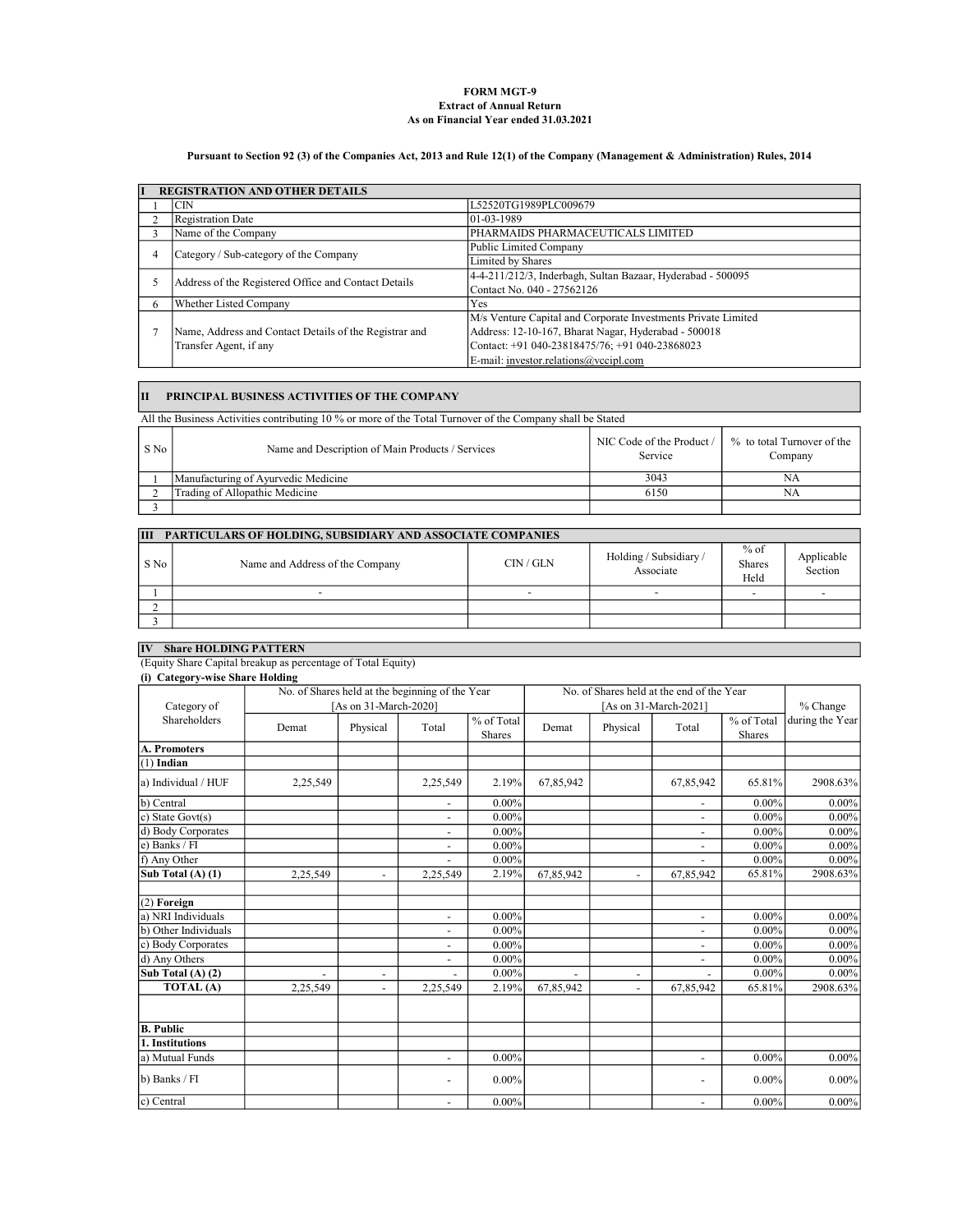**FORM MGT-9**
**Extract of Annual Return**
**As on Financial Year ended 31.03.2021**

**Pursuant to Section 92 (3) of the Companies Act, 2013 and Rule 12(1) of the Company (Management & Administration) Rules, 2014**

| I | REGISTRATION AND OTHER DETAILS | |
|---|---|---|
| 1 | CIN | L52520TG1989PLC009679 |
| 2 | Registration Date | 01-03-1989 |
| 3 | Name of the Company | PHARMAIDS PHARMACEUTICALS LIMITED |
| 4 | Category / Sub-category of the Company | Public Limited Company<br>Limited by Shares |
| 5 | Address of the Registered Office and Contact Details | 4-4-211/212/3, Inderbagh, Sultan Bazaar, Hyderabad - 500095<br>Contact No. 040 - 27562126 |
| 6 | Whether Listed Company | Yes |
| 7 | Name, Address and Contact Details of the Registrar and Transfer Agent, if any | M/s Venture Capital and Corporate Investments Private Limited<br>Address: 12-10-167, Bharat Nagar, Hyderabad - 500018<br>Contact: +91 040-23818475/76; +91 040-23868023<br>E-mail: investor.relations@vccipl.com |

## II PRINCIPAL BUSINESS ACTIVITIES OF THE COMPANY

All the Business Activities contributing 10 % or more of the Total Turnover of the Company shall be Stated

| S No | Name and Description of Main Products / Services | NIC Code of the Product / Service | % to total Turnover of the Company |
|---|---|---|---|
| 1 | Manufacturing of Ayurvedic Medicine | 3043 | NA |
| 2 | Trading of Allopathic Medicine | 6150 | NA |
| 3 | | | |

## III PARTICULARS OF HOLDING, SUBSIDIARY AND ASSOCIATE COMPANIES

| S No | Name and Address of the Company | CIN / GLN | Holding / Subsidiary / Associate | % of Shares Held | Applicable Section |
|---|---|---|---|---|---|
| 1 | - | - | - | - | - |
| 2 | | | | | |
| 3 | | | | | |

## IV Share HOLDING PATTERN

(Equity Share Capital breakup as percentage of Total Equity)

**(i) Category-wise Share Holding**

| Category of Shareholders | No. of Shares held at the beginning of the Year [As on 31-March-2020] | | | | No. of Shares held at the end of the Year [As on 31-March-2021] | | | | % Change during the Year |
|---|---|---|---|---|---|---|---|---|---|
| | Demat | Physical | Total | % of Total Shares | Demat | Physical | Total | % of Total Shares | |
| **A. Promoters** | | | | | | | | | |
| (1) **Indian** | | | | | | | | | |
| a) Individual / HUF | 2,25,549 | | 2,25,549 | 2.19% | 67,85,942 | | 67,85,942 | 65.81% | 2908.63% |
| b) Central | | | - | 0.00% | | | - | 0.00% | 0.00% |
| c) State Govt(s) | | | - | 0.00% | | | - | 0.00% | 0.00% |
| d) Body Corporates | | | - | 0.00% | | | - | 0.00% | 0.00% |
| e) Banks / FI | | | - | 0.00% | | | - | 0.00% | 0.00% |
| f) Any Other | | | - | 0.00% | | | - | 0.00% | 0.00% |
| **Sub Total (A) (1)** | 2,25,549 | - | 2,25,549 | 2.19% | 67,85,942 | - | 67,85,942 | 65.81% | 2908.63% |
| | | | | | | | | | |
| (2) **Foreign** | | | | | | | | | |
| a) NRI Individuals | | | - | 0.00% | | | - | 0.00% | 0.00% |
| b) Other Individuals | | | - | 0.00% | | | - | 0.00% | 0.00% |
| c) Body Corporates | | | - | 0.00% | | | - | 0.00% | 0.00% |
| d) Any Others | | | - | 0.00% | | | - | 0.00% | 0.00% |
| **Sub Total (A) (2)** | - | - | - | 0.00% | - | - | - | 0.00% | 0.00% |
| **TOTAL (A)** | 2,25,549 | - | 2,25,549 | 2.19% | 67,85,942 | - | 67,85,942 | 65.81% | 2908.63% |
| | | | | | | | | | |
| **B. Public** | | | | | | | | | |
| **1. Institutions** | | | | | | | | | |
| a) Mutual Funds | | | - | 0.00% | | | - | 0.00% | 0.00% |
| b) Banks / FI | | | - | 0.00% | | | - | 0.00% | 0.00% |
| c) Central | | | - | 0.00% | | | - | 0.00% | 0.00% |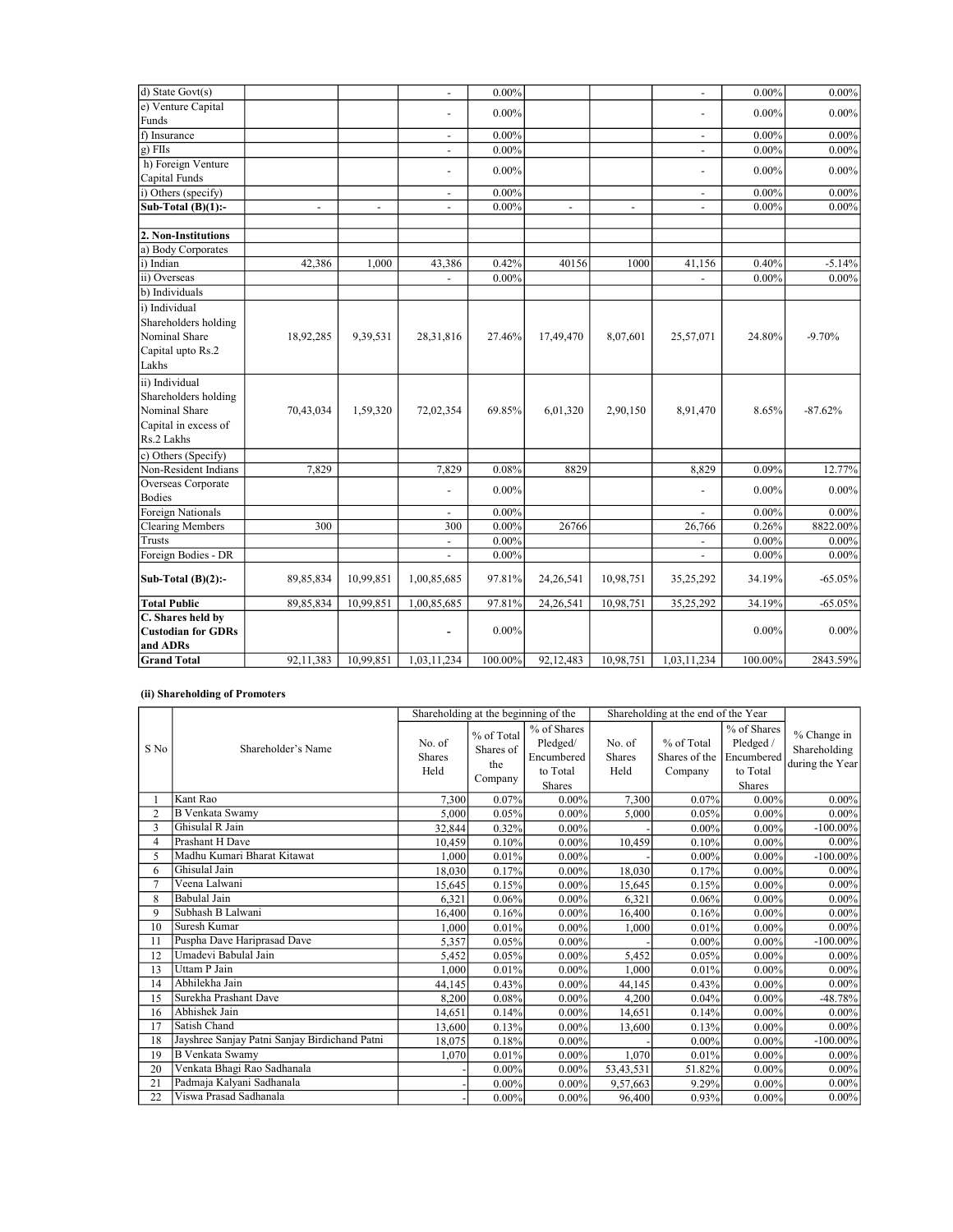| | | | | | | | | | |
|---|---|---|---|---|---|---|---|---|---|
| d) State Govt(s) | | | - | 0.00% | | | - | 0.00% | 0.00% |
| e) Venture Capital Funds | | | - | 0.00% | | | - | 0.00% | 0.00% |
| f) Insurance | | | - | 0.00% | | | - | 0.00% | 0.00% |
| g) FIIs | | | - | 0.00% | | | - | 0.00% | 0.00% |
| h) Foreign Venture Capital Funds | | | - | 0.00% | | | - | 0.00% | 0.00% |
| i) Others (specify) | | | - | 0.00% | | | - | 0.00% | 0.00% |
| **Sub-Total (B)(1):-** | - | - | - | 0.00% | - | - | - | 0.00% | 0.00% |
| | | | | | | | | | |
| **2. Non-Institutions** | | | | | | | | | |
| a) Body Corporates | | | | | | | | | |
| i) Indian | 42,386 | 1,000 | 43,386 | 0.42% | 40156 | 1000 | 41,156 | 0.40% | -5.14% |
| ii) Overseas | | | - | 0.00% | | | - | 0.00% | 0.00% |
| b) Individuals | | | | | | | | | |
| i) Individual Shareholders holding Nominal Share Capital upto Rs.2 Lakhs | 18,92,285 | 9,39,531 | 28,31,816 | 27.46% | 17,49,470 | 8,07,601 | 25,57,071 | 24.80% | -9.70% |
| ii) Individual Shareholders holding Nominal Share Capital in excess of Rs.2 Lakhs | 70,43,034 | 1,59,320 | 72,02,354 | 69.85% | 6,01,320 | 2,90,150 | 8,91,470 | 8.65% | -87.62% |
| c) Others (Specify) | | | | | | | | | |
| Non-Resident Indians | 7,829 | | 7,829 | 0.08% | 8829 | | 8,829 | 0.09% | 12.77% |
| Overseas Corporate Bodies | | | - | 0.00% | | | - | 0.00% | 0.00% |
| Foreign Nationals | | | - | 0.00% | | | - | 0.00% | 0.00% |
| Clearing Members | 300 | | 300 | 0.00% | 26766 | | 26,766 | 0.26% | 8822.00% |
| Trusts | | | - | 0.00% | | | - | 0.00% | 0.00% |
| Foreign Bodies - DR | | | - | 0.00% | | | - | 0.00% | 0.00% |
| **Sub-Total (B)(2):-** | 89,85,834 | 10,99,851 | 1,00,85,685 | 97.81% | 24,26,541 | 10,98,751 | 35,25,292 | 34.19% | -65.05% |
| **Total Public** | 89,85,834 | 10,99,851 | 1,00,85,685 | 97.81% | 24,26,541 | 10,98,751 | 35,25,292 | 34.19% | -65.05% |
| **C. Shares held by Custodian for GDRs and ADRs** | | | - | 0.00% | | | | 0.00% | 0.00% |
| **Grand Total** | 92,11,383 | 10,99,851 | 1,03,11,234 | 100.00% | 92,12,483 | 10,98,751 | 1,03,11,234 | 100.00% | 2843.59% |

### (ii) Shareholding of Promoters

| S No | Shareholder's Name | Shareholding at the beginning of the | | | Shareholding at the end of the Year | | | % Change in Shareholding during the Year |
|---|---|---|---|---|---|---|---|---|
| | | No. of Shares Held | % of Total Shares of the Company | % of Shares Pledged/ Encumbered to Total Shares | No. of Shares Held | % of Total Shares of the Company | % of Shares Pledged / Encumbered to Total Shares | |
| 1 | Kant Rao | 7,300 | 0.07% | 0.00% | 7,300 | 0.07% | 0.00% | 0.00% |
| 2 | B Venkata Swamy | 5,000 | 0.05% | 0.00% | 5,000 | 0.05% | 0.00% | 0.00% |
| 3 | Ghisulal R Jain | 32,844 | 0.32% | 0.00% | - | 0.00% | 0.00% | -100.00% |
| 4 | Prashant H Dave | 10,459 | 0.10% | 0.00% | 10,459 | 0.10% | 0.00% | 0.00% |
| 5 | Madhu Kumari Bharat Kitawat | 1,000 | 0.01% | 0.00% | - | 0.00% | 0.00% | -100.00% |
| 6 | Ghisulal Jain | 18,030 | 0.17% | 0.00% | 18,030 | 0.17% | 0.00% | 0.00% |
| 7 | Veena Lalwani | 15,645 | 0.15% | 0.00% | 15,645 | 0.15% | 0.00% | 0.00% |
| 8 | Babulal Jain | 6,321 | 0.06% | 0.00% | 6,321 | 0.06% | 0.00% | 0.00% |
| 9 | Subhash B Lalwani | 16,400 | 0.16% | 0.00% | 16,400 | 0.16% | 0.00% | 0.00% |
| 10 | Suresh Kumar | 1,000 | 0.01% | 0.00% | 1,000 | 0.01% | 0.00% | 0.00% |
| 11 | Puspha Dave Hariprasad Dave | 5,357 | 0.05% | 0.00% | - | 0.00% | 0.00% | -100.00% |
| 12 | Umadevi Babulal Jain | 5,452 | 0.05% | 0.00% | 5,452 | 0.05% | 0.00% | 0.00% |
| 13 | Uttam P Jain | 1,000 | 0.01% | 0.00% | 1,000 | 0.01% | 0.00% | 0.00% |
| 14 | Abhilekha Jain | 44,145 | 0.43% | 0.00% | 44,145 | 0.43% | 0.00% | 0.00% |
| 15 | Surekha Prashant Dave | 8,200 | 0.08% | 0.00% | 4,200 | 0.04% | 0.00% | -48.78% |
| 16 | Abhishek Jain | 14,651 | 0.14% | 0.00% | 14,651 | 0.14% | 0.00% | 0.00% |
| 17 | Satish Chand | 13,600 | 0.13% | 0.00% | 13,600 | 0.13% | 0.00% | 0.00% |
| 18 | Jayshree Sanjay Patni Sanjay Birdichand Patni | 18,075 | 0.18% | 0.00% | - | 0.00% | 0.00% | -100.00% |
| 19 | B Venkata Swamy | 1,070 | 0.01% | 0.00% | 1,070 | 0.01% | 0.00% | 0.00% |
| 20 | Venkata Bhagi Rao Sadhanala | - | 0.00% | 0.00% | 53,43,531 | 51.82% | 0.00% | 0.00% |
| 21 | Padmaja Kalyani Sadhanala | - | 0.00% | 0.00% | 9,57,663 | 9.29% | 0.00% | 0.00% |
| 22 | Viswa Prasad Sadhanala | - | 0.00% | 0.00% | 96,400 | 0.93% | 0.00% | 0.00% |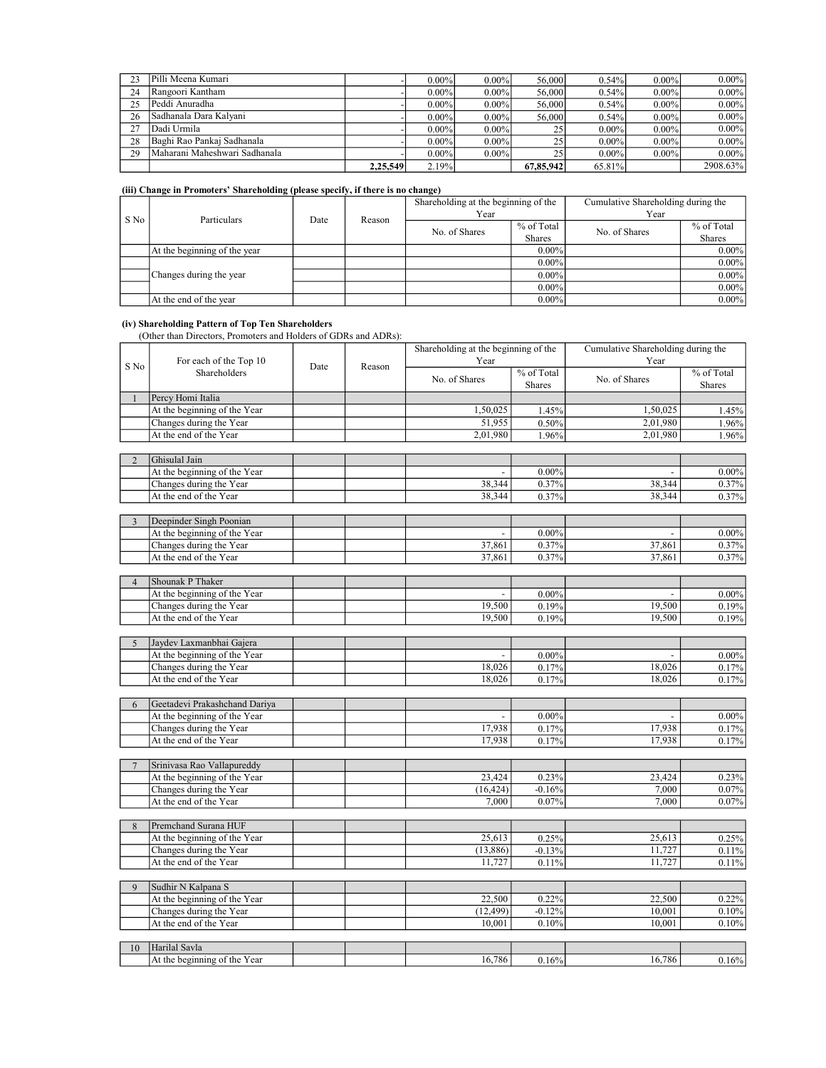| 23 | Pilli Meena Kumari | - | 0.00% | 0.00% | 56,000 | 0.54% | 0.00% | 0.00% |
|---|---|---|---|---|---|---|---|---|
| 24 | Rangoori Kantham | - | 0.00% | 0.00% | 56,000 | 0.54% | 0.00% | 0.00% |
| 25 | Peddi Anuradha | - | 0.00% | 0.00% | 56,000 | 0.54% | 0.00% | 0.00% |
| 26 | Sadhanala Dara Kalyani | - | 0.00% | 0.00% | 56,000 | 0.54% | 0.00% | 0.00% |
| 27 | Dadi Urmila | - | 0.00% | 0.00% | 25 | 0.00% | 0.00% | 0.00% |
| 28 | Baghi Rao Pankaj Sadhanala | - | 0.00% | 0.00% | 25 | 0.00% | 0.00% | 0.00% |
| 29 | Maharani Maheshwari Sadhanala | - | 0.00% | 0.00% | 25 | 0.00% | 0.00% | 0.00% |
| | | 2,25,549 | 2.19% | | 67,85,942 | 65.81% | | 2908.63% |

**(iii) Change in Promoters' Shareholding (please specify, if there is no change)**

| S No | Particulars | Date | Reason | Shareholding at the beginning of the Year | | Cumulative Shareholding during the Year | |
|---|---|---|---|---|---|---|---|
| | | | | No. of Shares | % of Total Shares | No. of Shares | % of Total Shares |
| | At the beginning of the year | | | | 0.00% | | 0.00% |
| | Changes during the year | | | | 0.00% | | 0.00% |
| | | | | | 0.00% | | 0.00% |
| | | | | | 0.00% | | 0.00% |
| | At the end of the year | | | | 0.00% | | 0.00% |

**(iv) Shareholding Pattern of Top Ten Shareholders**
(Other than Directors, Promoters and Holders of GDRs and ADRs):

| S No | For each of the Top 10 Shareholders | Date | Reason | Shareholding at the beginning of the Year | | Cumulative Shareholding during the Year | |
|---|---|---|---|---|---|---|---|
| | | | | No. of Shares | % of Total Shares | No. of Shares | % of Total Shares |
| 1 | Percy Homi Italia | | | | | | |
| | At the beginning of the Year | | | 1,50,025 | 1.45% | 1,50,025 | 1.45% |
| | Changes during the Year | | | 51,955 | 0.50% | 2,01,980 | 1.96% |
| | At the end of the Year | | | 2,01,980 | 1.96% | 2,01,980 | 1.96% |
| 2 | Ghisulal Jain | | | | | | |
| | At the beginning of the Year | | | - | 0.00% | - | 0.00% |
| | Changes during the Year | | | 38,344 | 0.37% | 38,344 | 0.37% |
| | At the end of the Year | | | 38,344 | 0.37% | 38,344 | 0.37% |
| 3 | Deepinder Singh Poonian | | | | | | |
| | At the beginning of the Year | | | - | 0.00% | - | 0.00% |
| | Changes during the Year | | | 37,861 | 0.37% | 37,861 | 0.37% |
| | At the end of the Year | | | 37,861 | 0.37% | 37,861 | 0.37% |
| 4 | Shounak P Thaker | | | | | | |
| | At the beginning of the Year | | | - | 0.00% | - | 0.00% |
| | Changes during the Year | | | 19,500 | 0.19% | 19,500 | 0.19% |
| | At the end of the Year | | | 19,500 | 0.19% | 19,500 | 0.19% |
| 5 | Jaydev Laxmanbhai Gajera | | | | | | |
| | At the beginning of the Year | | | - | 0.00% | - | 0.00% |
| | Changes during the Year | | | 18,026 | 0.17% | 18,026 | 0.17% |
| | At the end of the Year | | | 18,026 | 0.17% | 18,026 | 0.17% |
| 6 | Geetadevi Prakashchand Dariya | | | | | | |
| | At the beginning of the Year | | | - | 0.00% | - | 0.00% |
| | Changes during the Year | | | 17,938 | 0.17% | 17,938 | 0.17% |
| | At the end of the Year | | | 17,938 | 0.17% | 17,938 | 0.17% |
| 7 | Srinivasa Rao Vallapureddy | | | | | | |
| | At the beginning of the Year | | | 23,424 | 0.23% | 23,424 | 0.23% |
| | Changes during the Year | | | (16,424) | -0.16% | 7,000 | 0.07% |
| | At the end of the Year | | | 7,000 | 0.07% | 7,000 | 0.07% |
| 8 | Premchand Surana HUF | | | | | | |
| | At the beginning of the Year | | | 25,613 | 0.25% | 25,613 | 0.25% |
| | Changes during the Year | | | (13,886) | -0.13% | 11,727 | 0.11% |
| | At the end of the Year | | | 11,727 | 0.11% | 11,727 | 0.11% |
| 9 | Sudhir N Kalpana S | | | | | | |
| | At the beginning of the Year | | | 22,500 | 0.22% | 22,500 | 0.22% |
| | Changes during the Year | | | (12,499) | -0.12% | 10,001 | 0.10% |
| | At the end of the Year | | | 10,001 | 0.10% | 10,001 | 0.10% |
| 10 | Harilal Savla | | | | | | |
| | At the beginning of the Year | | | 16,786 | 0.16% | 16,786 | 0.16% |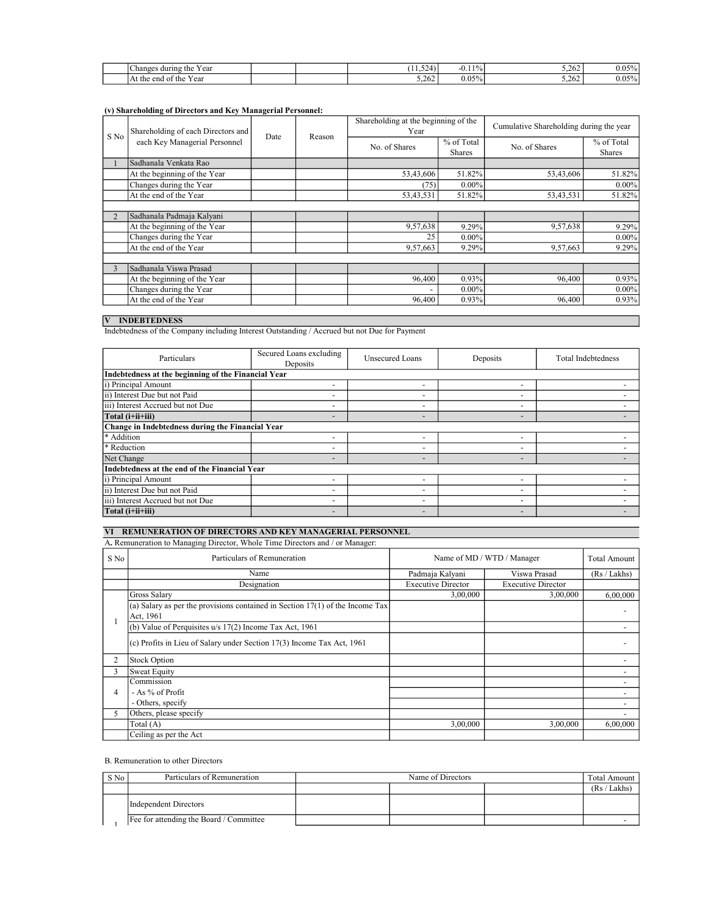| | | | | | | | |
|---|---|---|---|---|---|---|---|
| | Changes during the Year | | | (11,524) | -0.11% | 5,262 | 0.05% |
| | At the end of the Year | | | 5,262 | 0.05% | 5,262 | 0.05% |

**(v) Shareholding of Directors and Key Managerial Personnel:**

| S No | Shareholding of each Directors and each Key Managerial Personnel | Date | Reason | Shareholding at the beginning of the Year | | Cumulative Shareholding during the year | |
|---|---|---|---|---|---|---|---|
| | | | | No. of Shares | % of Total Shares | No. of Shares | % of Total Shares |
| 1 | Sadhanala Venkata Rao | | | | | | |
| | At the beginning of the Year | | | 53,43,606 | 51.82% | 53,43,606 | 51.82% |
| | Changes during the Year | | | (75) | 0.00% | | 0.00% |
| | At the end of the Year | | | 53,43,531 | 51.82% | 53,43,531 | 51.82% |
| | | | | | | | |
| 2 | Sadhanala Padmaja Kalyani | | | | | | |
| | At the beginning of the Year | | | 9,57,638 | 9.29% | 9,57,638 | 9.29% |
| | Changes during the Year | | | 25 | 0.00% | | 0.00% |
| | At the end of the Year | | | 9,57,663 | 9.29% | 9,57,663 | 9.29% |
| | | | | | | | |
| 3 | Sadhanala Viswa Prasad | | | | | | |
| | At the beginning of the Year | | | 96,400 | 0.93% | 96,400 | 0.93% |
| | Changes during the Year | | | - | 0.00% | | 0.00% |
| | At the end of the Year | | | 96,400 | 0.93% | 96,400 | 0.93% |

## V INDEBTEDNESS

Indebtedness of the Company including Interest Outstanding / Accrued but not Due for Payment

| Particulars | Secured Loans excluding Deposits | Unsecured Loans | Deposits | Total Indebtedness |
|---|---|---|---|---|
| **Indebtedness at the beginning of the Financial Year** | | | | |
| i) Principal Amount | - | - | - | - |
| ii) Interest Due but not Paid | - | - | - | - |
| iii) Interest Accrued but not Due | - | - | - | - |
| **Total (i+ii+iii)** | - | - | - | - |
| **Change in Indebtedness during the Financial Year** | | | | |
| * Addition | - | - | - | - |
| * Reduction | - | - | - | - |
| Net Change | - | - | - | - |
| **Indebtedness at the end of the Financial Year** | | | | |
| i) Principal Amount | - | - | - | - |
| ii) Interest Due but not Paid | - | - | - | - |
| iii) Interest Accrued but not Due | - | - | - | - |
| **Total (i+ii+iii)** | - | - | - | - |

## VI REMUNERATION OF DIRECTORS AND KEY MANAGERIAL PERSONNEL

A. Remuneration to Managing Director, Whole Time Directors and / or Manager:

| S No | Particulars of Remuneration | Name of MD / WTD / Manager | | Total Amount |
|---|---|---|---|---|
| | Name | Padmaja Kalyani | Viswa Prasad | (Rs / Lakhs) |
| | Designation | Executive Director | Executive Director | |
| 1 | Gross Salary | 3,00,000 | 3,00,000 | 6,00,000 |
| | (a) Salary as per the provisions contained in Section 17(1) of the Income Tax Act, 1961 | | | - |
| | (b) Value of Perquisites u/s 17(2) Income Tax Act, 1961 | | | - |
| | (c) Profits in Lieu of Salary under Section 17(3) Income Tax Act, 1961 | | | - |
| 2 | Stock Option | | | - |
| 3 | Sweat Equity | | | - |
| 4 | Commission | | | - |
| | - As % of Profit | | | - |
| | - Others, specify | | | - |
| 5 | Others, please specify | | | - |
| | Total (A) | 3,00,000 | 3,00,000 | 6,00,000 |
| | Ceiling as per the Act | | | |

B. Remuneration to other Directors

| S No | Particulars of Remuneration | Name of Directors | | | Total Amount |
|---|---|---|---|---|---|
| | | | | | (Rs / Lakhs) |
| 1 | Independent Directors | | | | |
| | Fee for attending the Board / Committee | | | | - |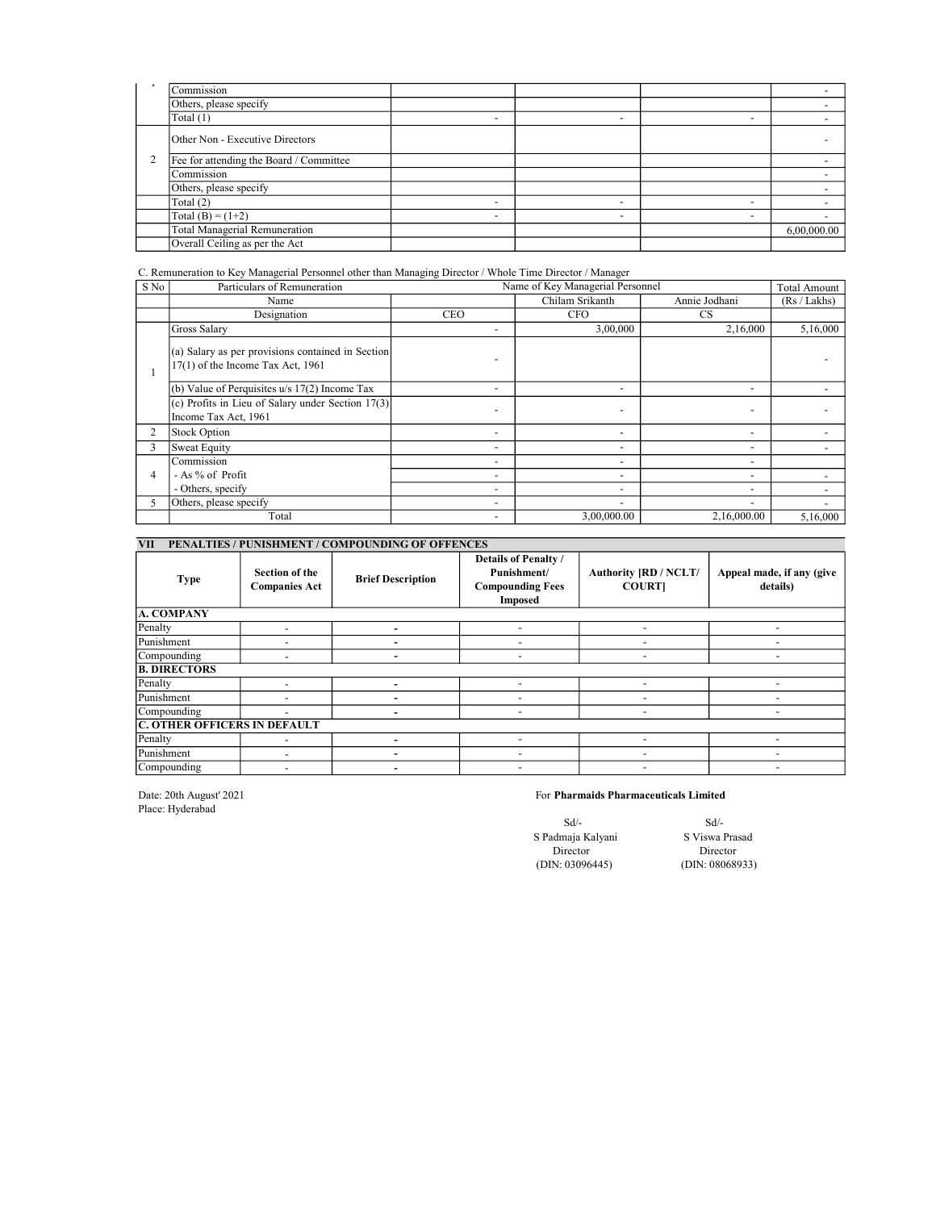| | | | | | |
|---|---|---|---|---|---|
| 1 | Commission | | | | - |
| | Others, please specify | | | | - |
| | Total (1) | - | - | - | - |
| 2 | Other Non - Executive Directors | | | | - |
| | Fee for attending the Board / Committee | | | | - |
| | Commission | | | | - |
| | Others, please specify | | | | - |
| | Total (2) | - | - | - | - |
| | Total (B) = (1+2) | - | - | - | - |
| | Total Managerial Remuneration | | | | 6,00,000.00 |
| | Overall Ceiling as per the Act | | | | |

C. Remuneration to Key Managerial Personnel other than Managing Director / Whole Time Director / Manager

| S No | Particulars of Remuneration | Name of Key Managerial Personnel | | | Total Amount |
|---|---|---|---|---|---|
| | Name | | Chilam Srikanth | Annie Jodhani | (Rs / Lakhs) |
| | Designation | CEO | CFO | CS | |
| 1 | Gross Salary | - | 3,00,000 | 2,16,000 | 5,16,000 |
| | (a) Salary as per provisions contained in Section 17(1) of the Income Tax Act, 1961 | - | | | - |
| | (b) Value of Perquisites u/s 17(2) Income Tax | - | - | - | - |
| | (c) Profits in Lieu of Salary under Section 17(3) Income Tax Act, 1961 | - | - | - | - |
| 2 | Stock Option | - | - | - | - |
| 3 | Sweat Equity | - | - | - | - |
| 4 | Commission | - | - | - | |
| | - As % of Profit | - | - | - | - |
| | - Others, specify | - | - | - | - |
| 5 | Others, please specify | - | - | - | - |
| | Total | - | 3,00,000.00 | 2,16,000.00 | 5,16,000 |

## VII PENALTIES / PUNISHMENT / COMPOUNDING OF OFFENCES

| Type | Section of the Companies Act | Brief Description | Details of Penalty / Punishment/ Compounding Fees Imposed | Authority [RD / NCLT/ COURT] | Appeal made, if any (give details) |
|---|---|---|---|---|---|
| **A. COMPANY** | | | | | |
| Penalty | - | - | - | - | - |
| Punishment | - | - | - | - | - |
| Compounding | - | - | - | - | - |
| **B. DIRECTORS** | | | | | |
| Penalty | - | - | - | - | - |
| Punishment | - | - | - | - | - |
| Compounding | - | - | - | - | - |
| **C. OTHER OFFICERS IN DEFAULT** | | | | | |
| Penalty | - | - | - | - | - |
| Punishment | - | - | - | - | - |
| Compounding | - | - | - | - | - |

Date: 20th August' 2021
Place: Hyderabad

For **Pharmaids Pharmaceuticals Limited**

Sd/-
S Padmaja Kalyani
Director
(DIN: 03096445)

Sd/-
S Viswa Prasad
Director
(DIN: 08068933)